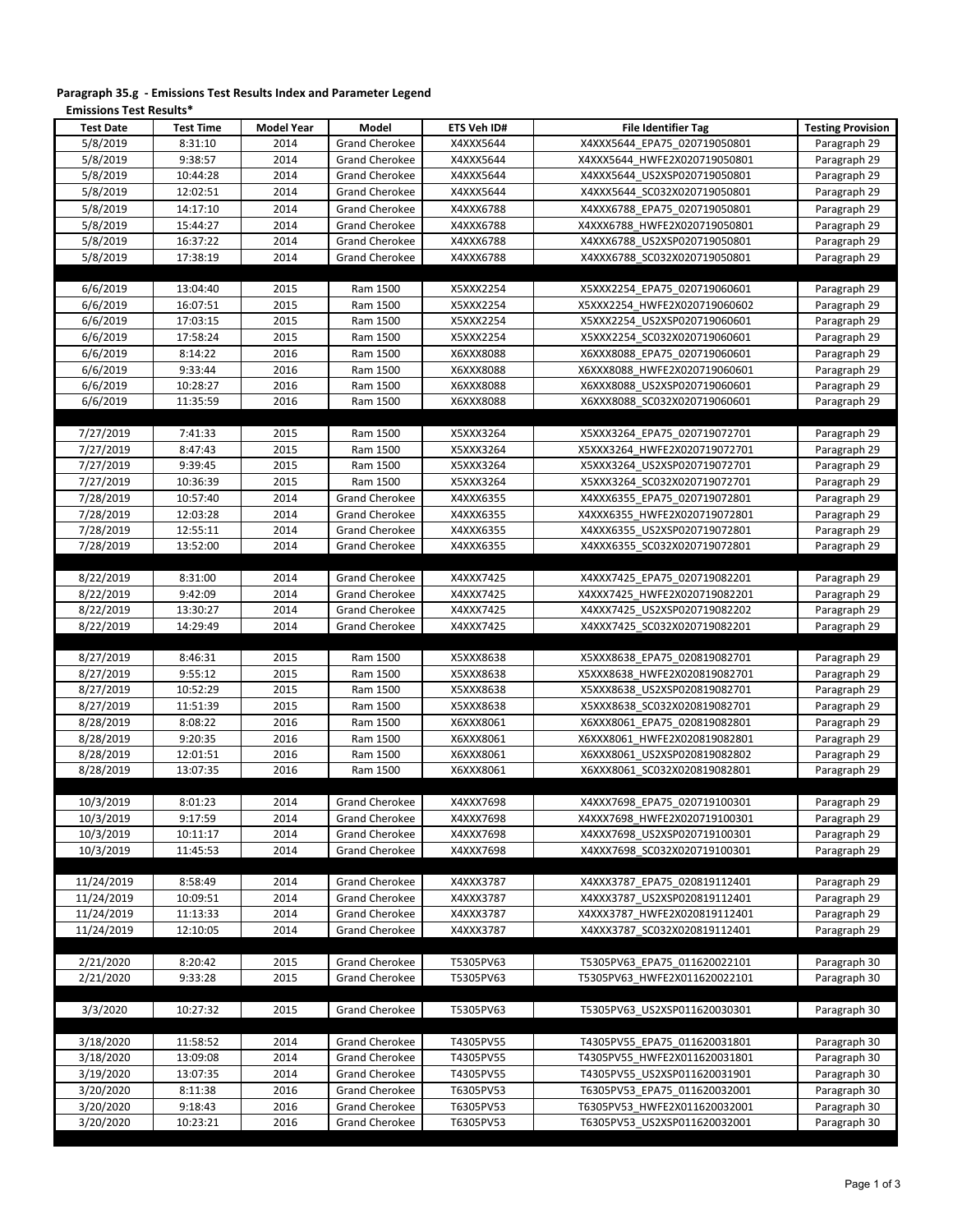**Paragraph 35.g - Emissions Test Results Index and Parameter Legend**

**Emissions Test Results***

| Test Date | Test Time | Model Year | Model | ETS Veh ID# | File Identifier Tag | Testing Provision |
|---|---|---|---|---|---|---|
| 5/8/2019 | 8:31:10 | 2014 | Grand Cherokee | X4XXX5644 | X4XXX5644_EPA75_020719050801 | Paragraph 29 |
| 5/8/2019 | 9:38:57 | 2014 | Grand Cherokee | X4XXX5644 | X4XXX5644_HWFE2X020719050801 | Paragraph 29 |
| 5/8/2019 | 10:44:28 | 2014 | Grand Cherokee | X4XXX5644 | X4XXX5644_US2XSP020719050801 | Paragraph 29 |
| 5/8/2019 | 12:02:51 | 2014 | Grand Cherokee | X4XXX5644 | X4XXX5644_SC032X020719050801 | Paragraph 29 |
| 5/8/2019 | 14:17:10 | 2014 | Grand Cherokee | X4XXX6788 | X4XXX6788_EPA75_020719050801 | Paragraph 29 |
| 5/8/2019 | 15:44:27 | 2014 | Grand Cherokee | X4XXX6788 | X4XXX6788_HWFE2X020719050801 | Paragraph 29 |
| 5/8/2019 | 16:37:22 | 2014 | Grand Cherokee | X4XXX6788 | X4XXX6788_US2XSP020719050801 | Paragraph 29 |
| 5/8/2019 | 17:38:19 | 2014 | Grand Cherokee | X4XXX6788 | X4XXX6788_SC032X020719050801 | Paragraph 29 |
| | | | | | | |
| 6/6/2019 | 13:04:40 | 2015 | Ram 1500 | X5XXX2254 | X5XXX2254_EPA75_020719060601 | Paragraph 29 |
| 6/6/2019 | 16:07:51 | 2015 | Ram 1500 | X5XXX2254 | X5XXX2254_HWFE2X020719060602 | Paragraph 29 |
| 6/6/2019 | 17:03:15 | 2015 | Ram 1500 | X5XXX2254 | X5XXX2254_US2XSP020719060601 | Paragraph 29 |
| 6/6/2019 | 17:58:24 | 2015 | Ram 1500 | X5XXX2254 | X5XXX2254_SC032X020719060601 | Paragraph 29 |
| 6/6/2019 | 8:14:22 | 2016 | Ram 1500 | X6XXX8088 | X6XXX8088_EPA75_020719060601 | Paragraph 29 |
| 6/6/2019 | 9:33:44 | 2016 | Ram 1500 | X6XXX8088 | X6XXX8088_HWFE2X020719060601 | Paragraph 29 |
| 6/6/2019 | 10:28:27 | 2016 | Ram 1500 | X6XXX8088 | X6XXX8088_US2XSP020719060601 | Paragraph 29 |
| 6/6/2019 | 11:35:59 | 2016 | Ram 1500 | X6XXX8088 | X6XXX8088_SC032X020719060601 | Paragraph 29 |
| | | | | | | |
| 7/27/2019 | 7:41:33 | 2015 | Ram 1500 | X5XXX3264 | X5XXX3264_EPA75_020719072701 | Paragraph 29 |
| 7/27/2019 | 8:47:43 | 2015 | Ram 1500 | X5XXX3264 | X5XXX3264_HWFE2X020719072701 | Paragraph 29 |
| 7/27/2019 | 9:39:45 | 2015 | Ram 1500 | X5XXX3264 | X5XXX3264_US2XSP020719072701 | Paragraph 29 |
| 7/27/2019 | 10:36:39 | 2015 | Ram 1500 | X5XXX3264 | X5XXX3264_SC032X020719072701 | Paragraph 29 |
| 7/28/2019 | 10:57:40 | 2014 | Grand Cherokee | X4XXX6355 | X4XXX6355_EPA75_020719072801 | Paragraph 29 |
| 7/28/2019 | 12:03:28 | 2014 | Grand Cherokee | X4XXX6355 | X4XXX6355_HWFE2X020719072801 | Paragraph 29 |
| 7/28/2019 | 12:55:11 | 2014 | Grand Cherokee | X4XXX6355 | X4XXX6355_US2XSP020719072801 | Paragraph 29 |
| 7/28/2019 | 13:52:00 | 2014 | Grand Cherokee | X4XXX6355 | X4XXX6355_SC032X020719072801 | Paragraph 29 |
| | | | | | | |
| 8/22/2019 | 8:31:00 | 2014 | Grand Cherokee | X4XXX7425 | X4XXX7425_EPA75_020719082201 | Paragraph 29 |
| 8/22/2019 | 9:42:09 | 2014 | Grand Cherokee | X4XXX7425 | X4XXX7425_HWFE2X020719082201 | Paragraph 29 |
| 8/22/2019 | 13:30:27 | 2014 | Grand Cherokee | X4XXX7425 | X4XXX7425_US2XSP020719082202 | Paragraph 29 |
| 8/22/2019 | 14:29:49 | 2014 | Grand Cherokee | X4XXX7425 | X4XXX7425_SC032X020719082201 | Paragraph 29 |
| | | | | | | |
| 8/27/2019 | 8:46:31 | 2015 | Ram 1500 | X5XXX8638 | X5XXX8638_EPA75_020819082701 | Paragraph 29 |
| 8/27/2019 | 9:55:12 | 2015 | Ram 1500 | X5XXX8638 | X5XXX8638_HWFE2X020819082701 | Paragraph 29 |
| 8/27/2019 | 10:52:29 | 2015 | Ram 1500 | X5XXX8638 | X5XXX8638_US2XSP020819082701 | Paragraph 29 |
| 8/27/2019 | 11:51:39 | 2015 | Ram 1500 | X5XXX8638 | X5XXX8638_SC032X020819082701 | Paragraph 29 |
| 8/28/2019 | 8:08:22 | 2016 | Ram 1500 | X6XXX8061 | X6XXX8061_EPA75_020819082801 | Paragraph 29 |
| 8/28/2019 | 9:20:35 | 2016 | Ram 1500 | X6XXX8061 | X6XXX8061_HWFE2X020819082801 | Paragraph 29 |
| 8/28/2019 | 12:01:51 | 2016 | Ram 1500 | X6XXX8061 | X6XXX8061_US2XSP020819082802 | Paragraph 29 |
| 8/28/2019 | 13:07:35 | 2016 | Ram 1500 | X6XXX8061 | X6XXX8061_SC032X020819082801 | Paragraph 29 |
| | | | | | | |
| 10/3/2019 | 8:01:23 | 2014 | Grand Cherokee | X4XXX7698 | X4XXX7698_EPA75_020719100301 | Paragraph 29 |
| 10/3/2019 | 9:17:59 | 2014 | Grand Cherokee | X4XXX7698 | X4XXX7698_HWFE2X020719100301 | Paragraph 29 |
| 10/3/2019 | 10:11:17 | 2014 | Grand Cherokee | X4XXX7698 | X4XXX7698_US2XSP020719100301 | Paragraph 29 |
| 10/3/2019 | 11:45:53 | 2014 | Grand Cherokee | X4XXX7698 | X4XXX7698_SC032X020719100301 | Paragraph 29 |
| | | | | | | |
| 11/24/2019 | 8:58:49 | 2014 | Grand Cherokee | X4XXX3787 | X4XXX3787_EPA75_020819112401 | Paragraph 29 |
| 11/24/2019 | 10:09:51 | 2014 | Grand Cherokee | X4XXX3787 | X4XXX3787_US2XSP020819112401 | Paragraph 29 |
| 11/24/2019 | 11:13:33 | 2014 | Grand Cherokee | X4XXX3787 | X4XXX3787_HWFE2X020819112401 | Paragraph 29 |
| 11/24/2019 | 12:10:05 | 2014 | Grand Cherokee | X4XXX3787 | X4XXX3787_SC032X020819112401 | Paragraph 29 |
| | | | | | | |
| 2/21/2020 | 8:20:42 | 2015 | Grand Cherokee | T5305PV63 | T5305PV63_EPA75_011620022101 | Paragraph 30 |
| 2/21/2020 | 9:33:28 | 2015 | Grand Cherokee | T5305PV63 | T5305PV63_HWFE2X011620022101 | Paragraph 30 |
| | | | | | | |
| 3/3/2020 | 10:27:32 | 2015 | Grand Cherokee | T5305PV63 | T5305PV63_US2XSP011620030301 | Paragraph 30 |
| | | | | | | |
| 3/18/2020 | 11:58:52 | 2014 | Grand Cherokee | T4305PV55 | T4305PV55_EPA75_011620031801 | Paragraph 30 |
| 3/18/2020 | 13:09:08 | 2014 | Grand Cherokee | T4305PV55 | T4305PV55_HWFE2X011620031801 | Paragraph 30 |
| 3/19/2020 | 13:07:35 | 2014 | Grand Cherokee | T4305PV55 | T4305PV55_US2XSP011620031901 | Paragraph 30 |
| 3/20/2020 | 8:11:38 | 2016 | Grand Cherokee | T6305PV53 | T6305PV53_EPA75_011620032001 | Paragraph 30 |
| 3/20/2020 | 9:18:43 | 2016 | Grand Cherokee | T6305PV53 | T6305PV53_HWFE2X011620032001 | Paragraph 30 |
| 3/20/2020 | 10:23:21 | 2016 | Grand Cherokee | T6305PV53 | T6305PV53_US2XSP011620032001 | Paragraph 30 |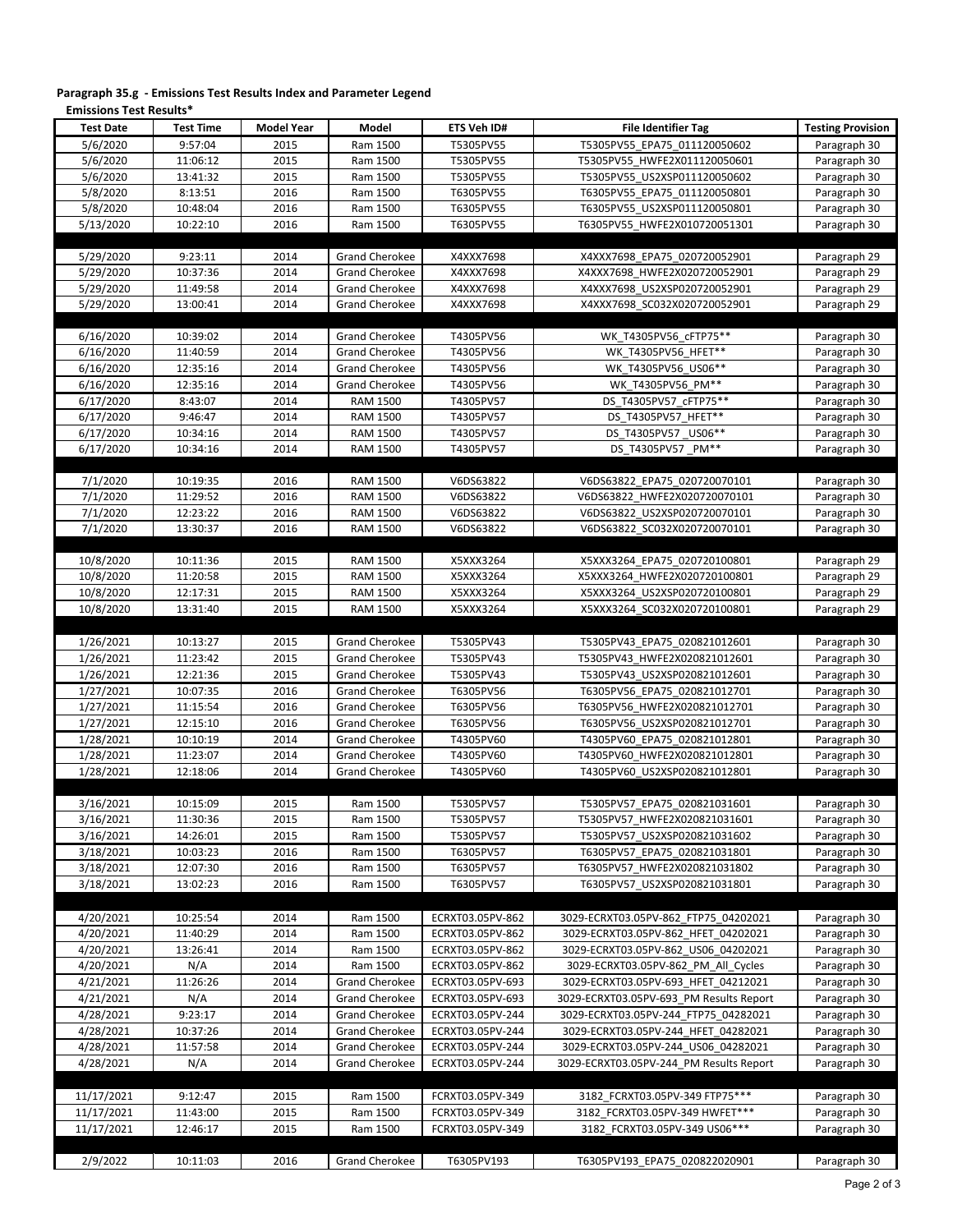**Paragraph 35.g - Emissions Test Results Index and Parameter Legend**

**Emissions Test Results***

| Test Date | Test Time | Model Year | Model | ETS Veh ID# | File Identifier Tag | Testing Provision |
|---|---|---|---|---|---|---|
| 5/6/2020 | 9:57:04 | 2015 | Ram 1500 | T5305PV55 | T5305PV55_EPA75_011120050602 | Paragraph 30 |
| 5/6/2020 | 11:06:12 | 2015 | Ram 1500 | T5305PV55 | T5305PV55_HWFE2X011120050601 | Paragraph 30 |
| 5/6/2020 | 13:41:32 | 2015 | Ram 1500 | T5305PV55 | T5305PV55_US2XSP011120050602 | Paragraph 30 |
| 5/8/2020 | 8:13:51 | 2016 | Ram 1500 | T6305PV55 | T6305PV55_EPA75_011120050801 | Paragraph 30 |
| 5/8/2020 | 10:48:04 | 2016 | Ram 1500 | T6305PV55 | T6305PV55_US2XSP011120050801 | Paragraph 30 |
| 5/13/2020 | 10:22:10 | 2016 | Ram 1500 | T6305PV55 | T6305PV55_HWFE2X010720051301 | Paragraph 30 |
| | | | | | | |
| 5/29/2020 | 9:23:11 | 2014 | Grand Cherokee | X4XXX7698 | X4XXX7698_EPA75_020720052901 | Paragraph 29 |
| 5/29/2020 | 10:37:36 | 2014 | Grand Cherokee | X4XXX7698 | X4XXX7698_HWFE2X020720052901 | Paragraph 29 |
| 5/29/2020 | 11:49:58 | 2014 | Grand Cherokee | X4XXX7698 | X4XXX7698_US2XSP020720052901 | Paragraph 29 |
| 5/29/2020 | 13:00:41 | 2014 | Grand Cherokee | X4XXX7698 | X4XXX7698_SC032X020720052901 | Paragraph 29 |
| | | | | | | |
| 6/16/2020 | 10:39:02 | 2014 | Grand Cherokee | T4305PV56 | WK_T4305PV56_cFTP75** | Paragraph 30 |
| 6/16/2020 | 11:40:59 | 2014 | Grand Cherokee | T4305PV56 | WK_T4305PV56_HFET** | Paragraph 30 |
| 6/16/2020 | 12:35:16 | 2014 | Grand Cherokee | T4305PV56 | WK_T4305PV56_US06** | Paragraph 30 |
| 6/16/2020 | 12:35:16 | 2014 | Grand Cherokee | T4305PV56 | WK_T4305PV56_PM** | Paragraph 30 |
| 6/17/2020 | 8:43:07 | 2014 | RAM 1500 | T4305PV57 | DS_T4305PV57_cFTP75** | Paragraph 30 |
| 6/17/2020 | 9:46:47 | 2014 | RAM 1500 | T4305PV57 | DS_T4305PV57_HFET** | Paragraph 30 |
| 6/17/2020 | 10:34:16 | 2014 | RAM 1500 | T4305PV57 | DS_T4305PV57 _US06** | Paragraph 30 |
| 6/17/2020 | 10:34:16 | 2014 | RAM 1500 | T4305PV57 | DS_T4305PV57 _PM** | Paragraph 30 |
| | | | | | | |
| 7/1/2020 | 10:19:35 | 2016 | RAM 1500 | V6DS63822 | V6DS63822_EPA75_020720070101 | Paragraph 30 |
| 7/1/2020 | 11:29:52 | 2016 | RAM 1500 | V6DS63822 | V6DS63822_HWFE2X020720070101 | Paragraph 30 |
| 7/1/2020 | 12:23:22 | 2016 | RAM 1500 | V6DS63822 | V6DS63822_US2XSP020720070101 | Paragraph 30 |
| 7/1/2020 | 13:30:37 | 2016 | RAM 1500 | V6DS63822 | V6DS63822_SC032X020720070101 | Paragraph 30 |
| | | | | | | |
| 10/8/2020 | 10:11:36 | 2015 | RAM 1500 | X5XXX3264 | X5XXX3264_EPA75_020720100801 | Paragraph 29 |
| 10/8/2020 | 11:20:58 | 2015 | RAM 1500 | X5XXX3264 | X5XXX3264_HWFE2X020720100801 | Paragraph 29 |
| 10/8/2020 | 12:17:31 | 2015 | RAM 1500 | X5XXX3264 | X5XXX3264_US2XSP020720100801 | Paragraph 29 |
| 10/8/2020 | 13:31:40 | 2015 | RAM 1500 | X5XXX3264 | X5XXX3264_SC032X020720100801 | Paragraph 29 |
| | | | | | | |
| 1/26/2021 | 10:13:27 | 2015 | Grand Cherokee | T5305PV43 | T5305PV43_EPA75_020821012601 | Paragraph 30 |
| 1/26/2021 | 11:23:42 | 2015 | Grand Cherokee | T5305PV43 | T5305PV43_HWFE2X020821012601 | Paragraph 30 |
| 1/26/2021 | 12:21:36 | 2015 | Grand Cherokee | T5305PV43 | T5305PV43_US2XSP020821012601 | Paragraph 30 |
| 1/27/2021 | 10:07:35 | 2016 | Grand Cherokee | T6305PV56 | T6305PV56_EPA75_020821012701 | Paragraph 30 |
| 1/27/2021 | 11:15:54 | 2016 | Grand Cherokee | T6305PV56 | T6305PV56_HWFE2X020821012701 | Paragraph 30 |
| 1/27/2021 | 12:15:10 | 2016 | Grand Cherokee | T6305PV56 | T6305PV56_US2XSP020821012701 | Paragraph 30 |
| 1/28/2021 | 10:10:19 | 2014 | Grand Cherokee | T4305PV60 | T4305PV60_EPA75_020821012801 | Paragraph 30 |
| 1/28/2021 | 11:23:07 | 2014 | Grand Cherokee | T4305PV60 | T4305PV60_HWFE2X020821012801 | Paragraph 30 |
| 1/28/2021 | 12:18:06 | 2014 | Grand Cherokee | T4305PV60 | T4305PV60_US2XSP020821012801 | Paragraph 30 |
| | | | | | | |
| 3/16/2021 | 10:15:09 | 2015 | Ram 1500 | T5305PV57 | T5305PV57_EPA75_020821031601 | Paragraph 30 |
| 3/16/2021 | 11:30:36 | 2015 | Ram 1500 | T5305PV57 | T5305PV57_HWFE2X020821031601 | Paragraph 30 |
| 3/16/2021 | 14:26:01 | 2015 | Ram 1500 | T5305PV57 | T5305PV57_US2XSP020821031602 | Paragraph 30 |
| 3/18/2021 | 10:03:23 | 2016 | Ram 1500 | T6305PV57 | T6305PV57_EPA75_020821031801 | Paragraph 30 |
| 3/18/2021 | 12:07:30 | 2016 | Ram 1500 | T6305PV57 | T6305PV57_HWFE2X020821031802 | Paragraph 30 |
| 3/18/2021 | 13:02:23 | 2016 | Ram 1500 | T6305PV57 | T6305PV57_US2XSP020821031801 | Paragraph 30 |
| | | | | | | |
| 4/20/2021 | 10:25:54 | 2014 | Ram 1500 | ECRXT03.05PV-862 | 3029-ECRXT03.05PV-862_FTP75_04202021 | Paragraph 30 |
| 4/20/2021 | 11:40:29 | 2014 | Ram 1500 | ECRXT03.05PV-862 | 3029-ECRXT03.05PV-862_HFET_04202021 | Paragraph 30 |
| 4/20/2021 | 13:26:41 | 2014 | Ram 1500 | ECRXT03.05PV-862 | 3029-ECRXT03.05PV-862_US06_04202021 | Paragraph 30 |
| 4/20/2021 | N/A | 2014 | Ram 1500 | ECRXT03.05PV-862 | 3029-ECRXT03.05PV-862_PM_All_Cycles | Paragraph 30 |
| 4/21/2021 | 11:26:26 | 2014 | Grand Cherokee | ECRXT03.05PV-693 | 3029-ECRXT03.05PV-693_HFET_04212021 | Paragraph 30 |
| 4/21/2021 | N/A | 2014 | Grand Cherokee | ECRXT03.05PV-693 | 3029-ECRXT03.05PV-693_PM Results Report | Paragraph 30 |
| 4/28/2021 | 9:23:17 | 2014 | Grand Cherokee | ECRXT03.05PV-244 | 3029-ECRXT03.05PV-244_FTP75_04282021 | Paragraph 30 |
| 4/28/2021 | 10:37:26 | 2014 | Grand Cherokee | ECRXT03.05PV-244 | 3029-ECRXT03.05PV-244_HFET_04282021 | Paragraph 30 |
| 4/28/2021 | 11:57:58 | 2014 | Grand Cherokee | ECRXT03.05PV-244 | 3029-ECRXT03.05PV-244_US06_04282021 | Paragraph 30 |
| 4/28/2021 | N/A | 2014 | Grand Cherokee | ECRXT03.05PV-244 | 3029-ECRXT03.05PV-244_PM Results Report | Paragraph 30 |
| | | | | | | |
| 11/17/2021 | 9:12:47 | 2015 | Ram 1500 | FCRXT03.05PV-349 | 3182_FCRXT03.05PV-349 FTP75*** | Paragraph 30 |
| 11/17/2021 | 11:43:00 | 2015 | Ram 1500 | FCRXT03.05PV-349 | 3182_FCRXT03.05PV-349 HWFET*** | Paragraph 30 |
| 11/17/2021 | 12:46:17 | 2015 | Ram 1500 | FCRXT03.05PV-349 | 3182_FCRXT03.05PV-349 US06*** | Paragraph 30 |
| | | | | | | |
| 2/9/2022 | 10:11:03 | 2016 | Grand Cherokee | T6305PV193 | T6305PV193_EPA75_020822020901 | Paragraph 30 |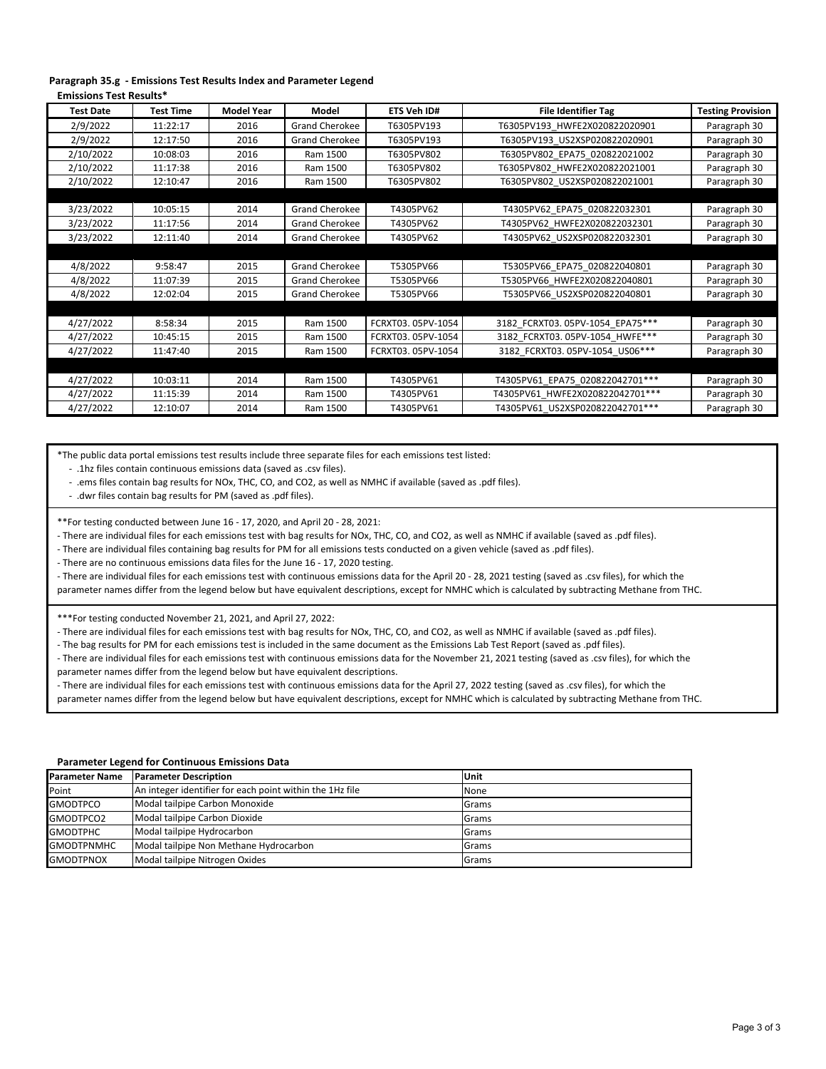**Paragraph 35.g - Emissions Test Results Index and Parameter Legend**

**Emissions Test Results***

| Test Date | Test Time | Model Year | Model | ETS Veh ID# | File Identifier Tag | Testing Provision |
|---|---|---|---|---|---|---|
| 2/9/2022 | 11:22:17 | 2016 | Grand Cherokee | T6305PV193 | T6305PV193_HWFE2X020822020901 | Paragraph 30 |
| 2/9/2022 | 12:17:50 | 2016 | Grand Cherokee | T6305PV193 | T6305PV193_US2XSP020822020901 | Paragraph 30 |
| 2/10/2022 | 10:08:03 | 2016 | Ram 1500 | T6305PV802 | T6305PV802_EPA75_020822021002 | Paragraph 30 |
| 2/10/2022 | 11:17:38 | 2016 | Ram 1500 | T6305PV802 | T6305PV802_HWFE2X020822021001 | Paragraph 30 |
| 2/10/2022 | 12:10:47 | 2016 | Ram 1500 | T6305PV802 | T6305PV802_US2XSP020822021001 | Paragraph 30 |
| | | | | | | |
| 3/23/2022 | 10:05:15 | 2014 | Grand Cherokee | T4305PV62 | T4305PV62_EPA75_020822032301 | Paragraph 30 |
| 3/23/2022 | 11:17:56 | 2014 | Grand Cherokee | T4305PV62 | T4305PV62_HWFE2X020822032301 | Paragraph 30 |
| 3/23/2022 | 12:11:40 | 2014 | Grand Cherokee | T4305PV62 | T4305PV62_US2XSP020822032301 | Paragraph 30 |
| | | | | | | |
| 4/8/2022 | 9:58:47 | 2015 | Grand Cherokee | T5305PV66 | T5305PV66_EPA75_020822040801 | Paragraph 30 |
| 4/8/2022 | 11:07:39 | 2015 | Grand Cherokee | T5305PV66 | T5305PV66_HWFE2X020822040801 | Paragraph 30 |
| 4/8/2022 | 12:02:04 | 2015 | Grand Cherokee | T5305PV66 | T5305PV66_US2XSP020822040801 | Paragraph 30 |
| | | | | | | |
| 4/27/2022 | 8:58:34 | 2015 | Ram 1500 | FCRXT03. 05PV-1054 | 3182_FCRXT03. 05PV-1054_EPA75*** | Paragraph 30 |
| 4/27/2022 | 10:45:15 | 2015 | Ram 1500 | FCRXT03. 05PV-1054 | 3182_FCRXT03. 05PV-1054_HWFE*** | Paragraph 30 |
| 4/27/2022 | 11:47:40 | 2015 | Ram 1500 | FCRXT03. 05PV-1054 | 3182_FCRXT03. 05PV-1054_US06*** | Paragraph 30 |
| | | | | | | |
| 4/27/2022 | 10:03:11 | 2014 | Ram 1500 | T4305PV61 | T4305PV61_EPA75_020822042701*** | Paragraph 30 |
| 4/27/2022 | 11:15:39 | 2014 | Ram 1500 | T4305PV61 | T4305PV61_HWFE2X020822042701*** | Paragraph 30 |
| 4/27/2022 | 12:10:07 | 2014 | Ram 1500 | T4305PV61 | T4305PV61_US2XSP020822042701*** | Paragraph 30 |

*The public data portal emissions test results include three separate files for each emissions test listed:

- .1hz files contain continuous emissions data (saved as .csv files).
- .ems files contain bag results for NOx, THC, CO, and CO2, as well as NMHC if available (saved as .pdf files).
- .dwr files contain bag results for PM (saved as .pdf files).

**For testing conducted between June 16 - 17, 2020, and April 20 - 28, 2021:

- There are individual files for each emissions test with bag results for NOx, THC, CO, and CO2, as well as NMHC if available (saved as .pdf files).
- There are individual files containing bag results for PM for all emissions tests conducted on a given vehicle (saved as .pdf files).
- There are no continuous emissions data files for the June 16 - 17, 2020 testing.
- There are individual files for each emissions test with continuous emissions data for the April 20 - 28, 2021 testing (saved as .csv files), for which the parameter names differ from the legend below but have equivalent descriptions, except for NMHC which is calculated by subtracting Methane from THC.

***For testing conducted November 21, 2021, and April 27, 2022:

- There are individual files for each emissions test with bag results for NOx, THC, CO, and CO2, as well as NMHC if available (saved as .pdf files).
- The bag results for PM for each emissions test is included in the same document as the Emissions Lab Test Report (saved as .pdf files).
- There are individual files for each emissions test with continuous emissions data for the November 21, 2021 testing (saved as .csv files), for which the parameter names differ from the legend below but have equivalent descriptions.
- There are individual files for each emissions test with continuous emissions data for the April 27, 2022 testing (saved as .csv files), for which the parameter names differ from the legend below but have equivalent descriptions, except for NMHC which is calculated by subtracting Methane from THC.

**Parameter Legend for Continuous Emissions Data**

| Parameter Name | Parameter Description | Unit |
|---|---|---|
| Point | An integer identifier for each point within the 1Hz file | None |
| GMODTPCO | Modal tailpipe Carbon Monoxide | Grams |
| GMODTPCO2 | Modal tailpipe Carbon Dioxide | Grams |
| GMODTPHC | Modal tailpipe Hydrocarbon | Grams |
| GMODTPNMHC | Modal tailpipe Non Methane Hydrocarbon | Grams |
| GMODTPNOX | Modal tailpipe Nitrogen Oxides | Grams |